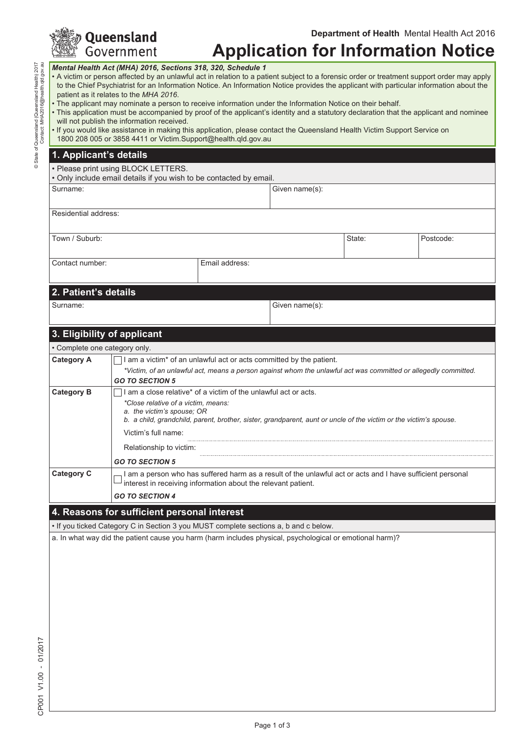Department of Health Mental Health Act 2016

# Application for Information Notice

***Mental Health Act (MHA) 2016, Sections 318, 320, Schedule 1***

- A victim or person affected by an unlawful act in relation to a patient subject to a forensic order or treatment support order may apply to the Chief Psychiatrist for an Information Notice. An Information Notice provides the applicant with particular information about the patient as it relates to the *MHA 2016*.
- The applicant may nominate a person to receive information under the Information Notice on their behalf.
- This application must be accompanied by proof of the applicant's identity and a statutory declaration that the applicant and nominee will not publish the information received.
- If you would like assistance in making this application, please contact the Queensland Health Victim Support Service on 1800 208 005 or 3858 4411 or Victim.Support@health.qld.gov.au

## 1. Applicant's details

- Please print using BLOCK LETTERS.
- Only include email details if you wish to be contacted by email.

| Surname: | Given name(s): | |
|---|---|---|
| Residential address: | | |
| Town / Suburb: | State: | Postcode: |
| Contact number: | Email address: | |

## 2. Patient's details

| Surname: | Given name(s): |
|---|---|

## 3. Eligibility of applicant

- Complete one category only.

| | |
|---|---|
| **Category A** | ☐ I am a victim* of an unlawful act or acts committed by the patient.<br>*\*Victim, of an unlawful act, means a person against whom the unlawful act was committed or allegedly committed.*<br>***GO TO SECTION 5*** |
| **Category B** | ☐ I am a close relative* of a victim of the unlawful act or acts.<br>*\*Close relative of a victim, means:*<br>*a. the victim's spouse; OR*<br>*b. a child, grandchild, parent, brother, sister, grandparent, aunt or uncle of the victim or the victim's spouse.*<br>Victim's full name: ..............................<br>Relationship to victim: ..............................<br>***GO TO SECTION 5*** |
| **Category C** | ☐ I am a person who has suffered harm as a result of the unlawful act or acts and I have sufficient personal interest in receiving information about the relevant patient.<br>***GO TO SECTION 4*** |

## 4. Reasons for sufficient personal interest

- If you ticked Category C in Section 3 you MUST complete sections a, b and c below.

a. In what way did the patient cause you harm (harm includes physical, psychological or emotional harm)?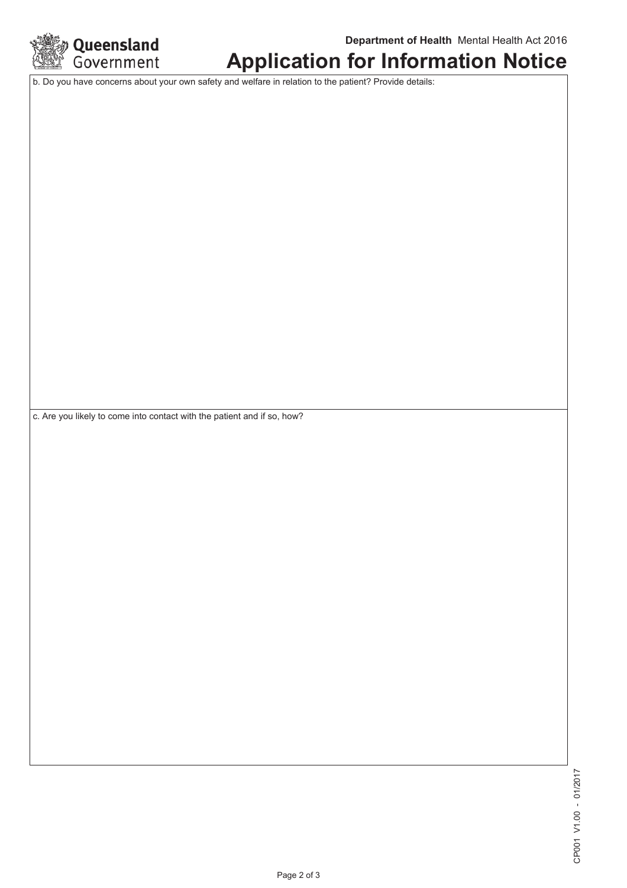b. Do you have concerns about your own safety and welfare in relation to the patient? Provide details:

c. Are you likely to come into contact with the patient and if so, how?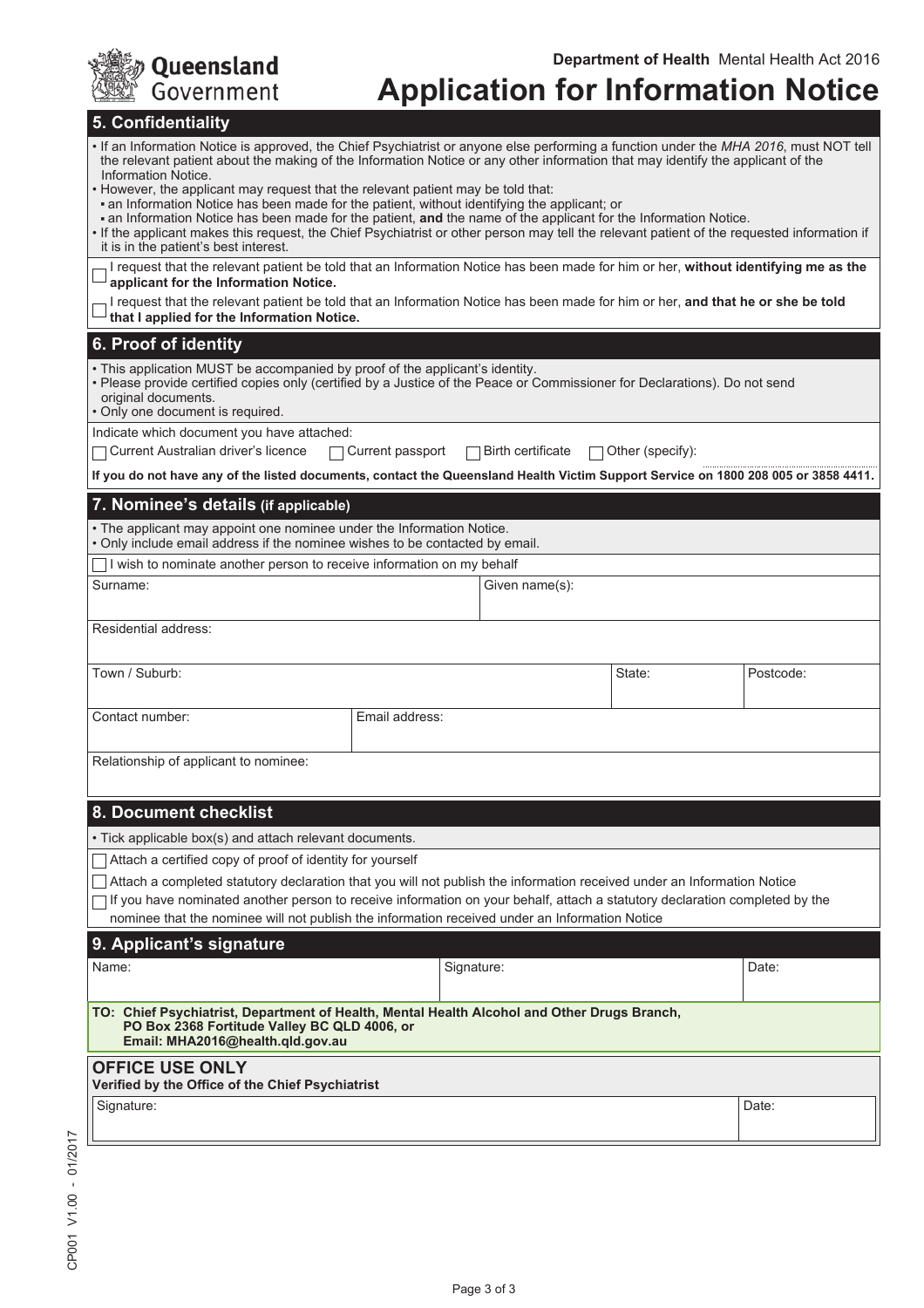Department of Health Mental Health Act 2016

# Application for Information Notice

## 5. Confidentiality

- If an Information Notice is approved, the Chief Psychiatrist or anyone else performing a function under the *MHA 2016*, must NOT tell the relevant patient about the making of the Information Notice or any other information that may identify the applicant of the Information Notice.
- However, the applicant may request that the relevant patient may be told that:
  - an Information Notice has been made for the patient, without identifying the applicant; or
  - an Information Notice has been made for the patient, **and** the name of the applicant for the Information Notice.
- If the applicant makes this request, the Chief Psychiatrist or other person may tell the relevant patient of the requested information if it is in the patient's best interest.

☐ I request that the relevant patient be told that an Information Notice has been made for him or her, **without identifying me as the applicant for the Information Notice.**

☐ I request that the relevant patient be told that an Information Notice has been made for him or her, **and that he or she be told that I applied for the Information Notice.**

## 6. Proof of identity

- This application MUST be accompanied by proof of the applicant's identity.
- Please provide certified copies only (certified by a Justice of the Peace or Commissioner for Declarations). Do not send original documents.
- Only one document is required.

Indicate which document you have attached:

☐ Current Australian driver's licence ☐ Current passport ☐ Birth certificate ☐ Other (specify):

**If you do not have any of the listed documents, contact the Queensland Health Victim Support Service on 1800 208 005 or 3858 4411.**

## 7. Nominee's details (if applicable)

- The applicant may appoint one nominee under the Information Notice.
- Only include email address if the nominee wishes to be contacted by email.

☐ I wish to nominate another person to receive information on my behalf

| Surname: | Given name(s): | |
|---|---|---|
| Residential address: | | |
| Town / Suburb: | State: | Postcode: |
| Contact number: | Email address: | |
| Relationship of applicant to nominee: | | |

## 8. Document checklist

- Tick applicable box(s) and attach relevant documents.

☐ Attach a certified copy of proof of identity for yourself

☐ Attach a completed statutory declaration that you will not publish the information received under an Information Notice

☐ If you have nominated another person to receive information on your behalf, attach a statutory declaration completed by the nominee that the nominee will not publish the information received under an Information Notice

## 9. Applicant's signature

| Name: | Signature: | Date: |
|---|---|---|
| | | |

**TO: Chief Psychiatrist, Department of Health, Mental Health Alcohol and Other Drugs Branch, PO Box 2368 Fortitude Valley BC QLD 4006, or Email: MHA2016@health.qld.gov.au**

**OFFICE USE ONLY**
**Verified by the Office of the Chief Psychiatrist**

| Signature: | Date: |
|---|---|
| | |

CP001 V1.00 - 01/2017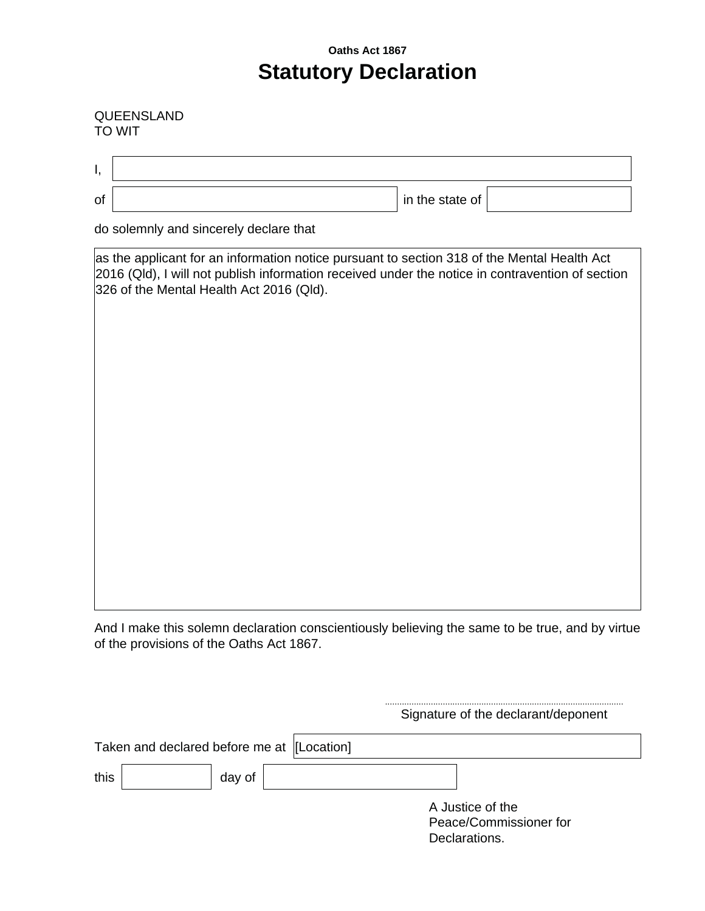**Oaths Act 1867**

# Statutory Declaration

QUEENSLAND
TO WIT

I, ____________________

of ____________________ in the state of ____________________

do solemnly and sincerely declare that

as the applicant for an information notice pursuant to section 318 of the Mental Health Act 2016 (Qld), I will not publish information received under the notice in contravention of section 326 of the Mental Health Act 2016 (Qld).

And I make this solemn declaration conscientiously believing the same to be true, and by virtue of the provisions of the Oaths Act 1867.

...............................................................
Signature of the declarant/deponent

Taken and declared before me at [Location]

this ____________ day of ____________________

A Justice of the Peace/Commissioner for Declarations.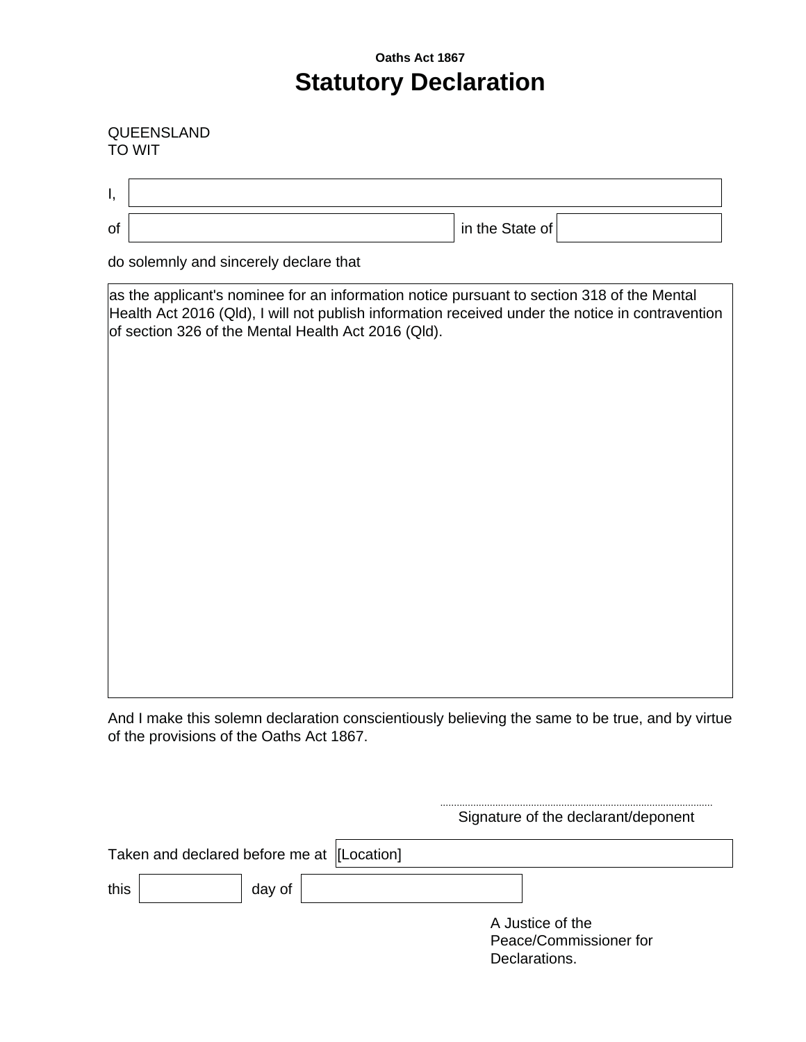**Oaths Act 1867**

# Statutory Declaration

QUEENSLAND
TO WIT

I, ______________________________

of ______________________________ in the State of ______________

do solemnly and sincerely declare that

as the applicant's nominee for an information notice pursuant to section 318 of the Mental Health Act 2016 (Qld), I will not publish information received under the notice in contravention of section 326 of the Mental Health Act 2016 (Qld).

And I make this solemn declaration conscientiously believing the same to be true, and by virtue of the provisions of the Oaths Act 1867.

.......................................................................................................
Signature of the declarant/deponent

Taken and declared before me at [Location]

this ______________ day of ______________________

A Justice of the Peace/Commissioner for Declarations.